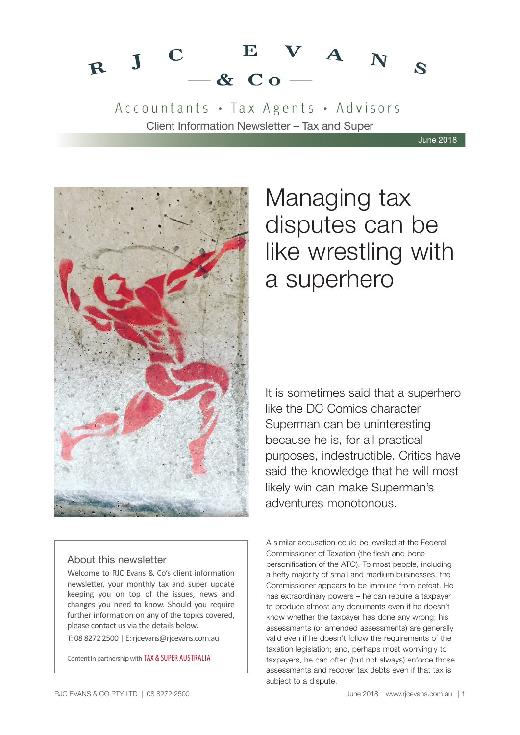# RJC EVANS & Co

Accountants • Tax Agents • Advisors

Client Information Newsletter – Tax and Super

June 2018

# Managing tax disputes can be like wrestling with a superhero

It is sometimes said that a superhero like the DC Comics character Superman can be uninteresting because he is, for all practical purposes, indestructible. Critics have said the knowledge that he will most likely win can make Superman's adventures monotonous.

A similar accusation could be levelled at the Federal Commissioner of Taxation (the flesh and bone personification of the ATO). To most people, including a hefty majority of small and medium businesses, the Commissioner appears to be immune from defeat. He has extraordinary powers – he can require a taxpayer to produce almost any documents even if he doesn't know whether the taxpayer has done any wrong; his assessments (or amended assessments) are generally valid even if he doesn't follow the requirements of the taxation legislation; and, perhaps most worryingly to taxpayers, he can often (but not always) enforce those assessments and recover tax debts even if that tax is subject to a dispute.

## About this newsletter

Welcome to RJC Evans & Co's client information newsletter, your monthly tax and super update keeping you on top of the issues, news and changes you need to know. Should you require further information on any of the topics covered, please contact us via the details below.

T: 08 8272 2500 | E: rjcevans@rjcevans.com.au

Content in partnership with TAX & SUPER AUSTRALIA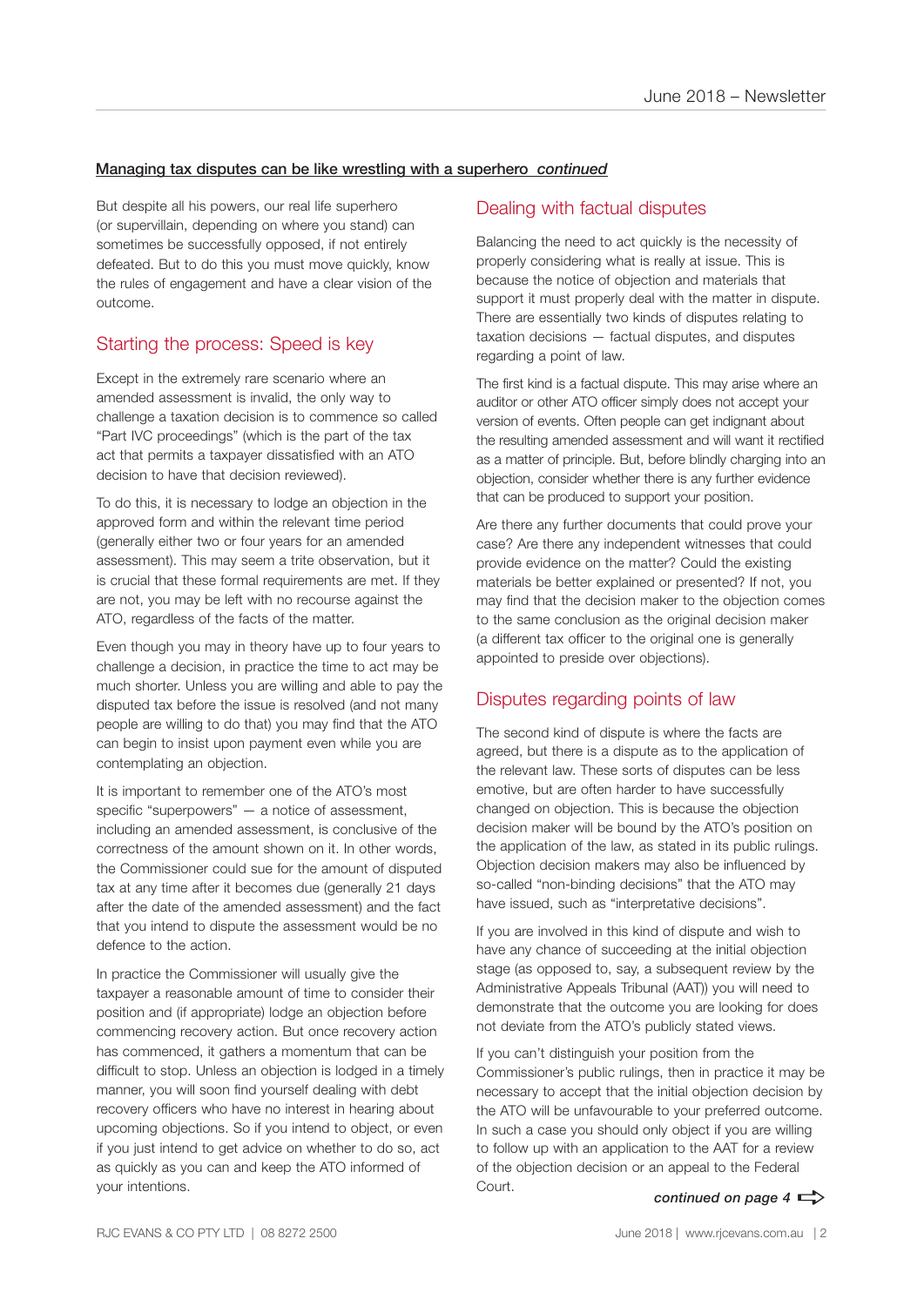**Managing tax disputes can be like wrestling with a superhero** ***continued***

But despite all his powers, our real life superhero (or supervillain, depending on where you stand) can sometimes be successfully opposed, if not entirely defeated. But to do this you must move quickly, know the rules of engagement and have a clear vision of the outcome.

## Starting the process: Speed is key

Except in the extremely rare scenario where an amended assessment is invalid, the only way to challenge a taxation decision is to commence so called "Part IVC proceedings" (which is the part of the tax act that permits a taxpayer dissatisfied with an ATO decision to have that decision reviewed).

To do this, it is necessary to lodge an objection in the approved form and within the relevant time period (generally either two or four years for an amended assessment). This may seem a trite observation, but it is crucial that these formal requirements are met. If they are not, you may be left with no recourse against the ATO, regardless of the facts of the matter.

Even though you may in theory have up to four years to challenge a decision, in practice the time to act may be much shorter. Unless you are willing and able to pay the disputed tax before the issue is resolved (and not many people are willing to do that) you may find that the ATO can begin to insist upon payment even while you are contemplating an objection.

It is important to remember one of the ATO's most specific "superpowers" — a notice of assessment, including an amended assessment, is conclusive of the correctness of the amount shown on it. In other words, the Commissioner could sue for the amount of disputed tax at any time after it becomes due (generally 21 days after the date of the amended assessment) and the fact that you intend to dispute the assessment would be no defence to the action.

In practice the Commissioner will usually give the taxpayer a reasonable amount of time to consider their position and (if appropriate) lodge an objection before commencing recovery action. But once recovery action has commenced, it gathers a momentum that can be difficult to stop. Unless an objection is lodged in a timely manner, you will soon find yourself dealing with debt recovery officers who have no interest in hearing about upcoming objections. So if you intend to object, or even if you just intend to get advice on whether to do so, act as quickly as you can and keep the ATO informed of your intentions.

## Dealing with factual disputes

Balancing the need to act quickly is the necessity of properly considering what is really at issue. This is because the notice of objection and materials that support it must properly deal with the matter in dispute. There are essentially two kinds of disputes relating to taxation decisions — factual disputes, and disputes regarding a point of law.

The first kind is a factual dispute. This may arise where an auditor or other ATO officer simply does not accept your version of events. Often people can get indignant about the resulting amended assessment and will want it rectified as a matter of principle. But, before blindly charging into an objection, consider whether there is any further evidence that can be produced to support your position.

Are there any further documents that could prove your case? Are there any independent witnesses that could provide evidence on the matter? Could the existing materials be better explained or presented? If not, you may find that the decision maker to the objection comes to the same conclusion as the original decision maker (a different tax officer to the original one is generally appointed to preside over objections).

## Disputes regarding points of law

The second kind of dispute is where the facts are agreed, but there is a dispute as to the application of the relevant law. These sorts of disputes can be less emotive, but are often harder to have successfully changed on objection. This is because the objection decision maker will be bound by the ATO's position on the application of the law, as stated in its public rulings. Objection decision makers may also be influenced by so-called "non-binding decisions" that the ATO may have issued, such as "interpretative decisions".

If you are involved in this kind of dispute and wish to have any chance of succeeding at the initial objection stage (as opposed to, say, a subsequent review by the Administrative Appeals Tribunal (AAT)) you will need to demonstrate that the outcome you are looking for does not deviate from the ATO's publicly stated views.

If you can't distinguish your position from the Commissioner's public rulings, then in practice it may be necessary to accept that the initial objection decision by the ATO will be unfavourable to your preferred outcome. In such a case you should only object if you are willing to follow up with an application to the AAT for a review of the objection decision or an appeal to the Federal Court.

***continued on page 4*** ⇨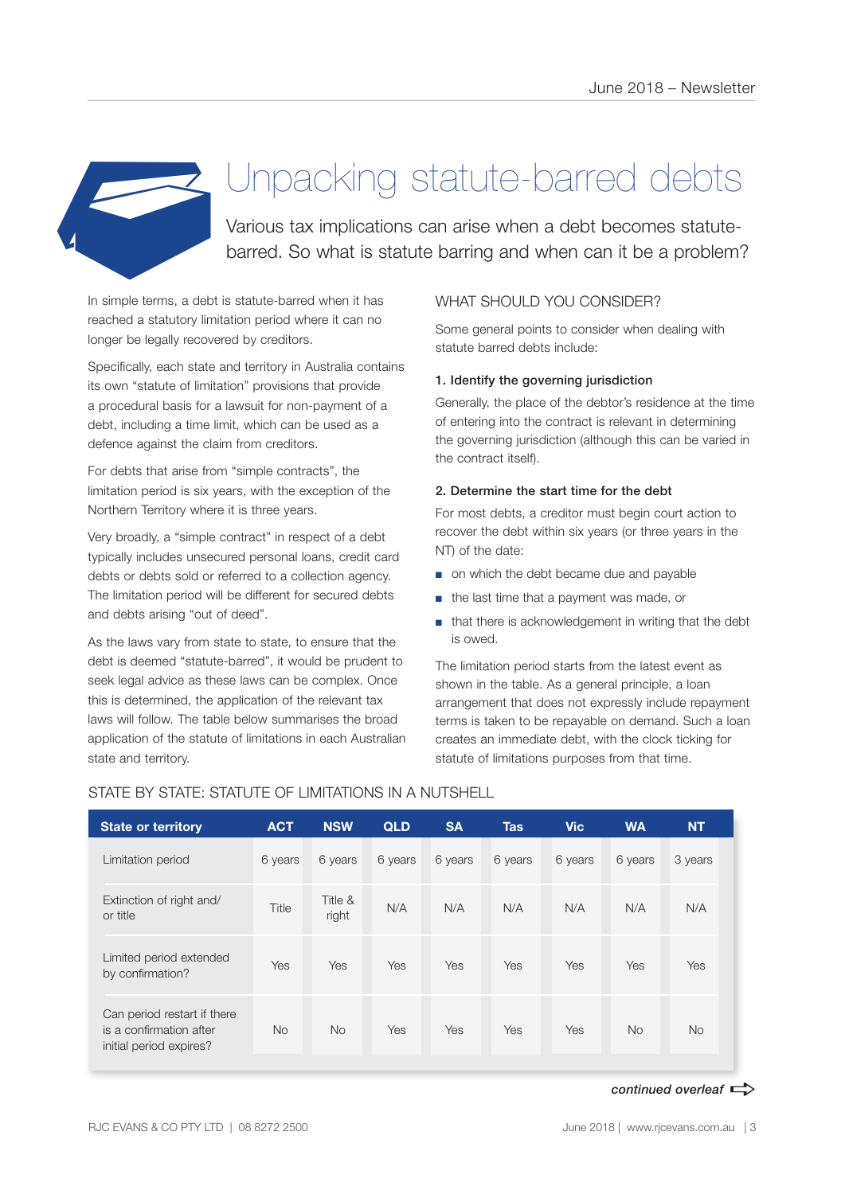# Unpacking statute-barred debts

Various tax implications can arise when a debt becomes statute-barred. So what is statute barring and when can it be a problem?

In simple terms, a debt is statute-barred when it has reached a statutory limitation period where it can no longer be legally recovered by creditors.

Specifically, each state and territory in Australia contains its own "statute of limitation" provisions that provide a procedural basis for a lawsuit for non-payment of a debt, including a time limit, which can be used as a defence against the claim from creditors.

For debts that arise from "simple contracts", the limitation period is six years, with the exception of the Northern Territory where it is three years.

Very broadly, a "simple contract" in respect of a debt typically includes unsecured personal loans, credit card debts or debts sold or referred to a collection agency. The limitation period will be different for secured debts and debts arising "out of deed".

As the laws vary from state to state, to ensure that the debt is deemed "statute-barred", it would be prudent to seek legal advice as these laws can be complex. Once this is determined, the application of the relevant tax laws will follow. The table below summarises the broad application of the statute of limitations in each Australian state and territory.

## WHAT SHOULD YOU CONSIDER?

Some general points to consider when dealing with statute barred debts include:

**1. Identify the governing jurisdiction**

Generally, the place of the debtor's residence at the time of entering into the contract is relevant in determining the governing jurisdiction (although this can be varied in the contract itself).

**2. Determine the start time for the debt**

For most debts, a creditor must begin court action to recover the debt within six years (or three years in the NT) of the date:

- on which the debt became due and payable
- the last time that a payment was made, or
- that there is acknowledgement in writing that the debt is owed.

The limitation period starts from the latest event as shown in the table. As a general principle, a loan arrangement that does not expressly include repayment terms is taken to be repayable on demand. Such a loan creates an immediate debt, with the clock ticking for statute of limitations purposes from that time.

## STATE BY STATE: STATUTE OF LIMITATIONS IN A NUTSHELL

| State or territory | ACT | NSW | QLD | SA | Tas | Vic | WA | NT |
|---|---|---|---|---|---|---|---|---|
| Limitation period | 6 years | 6 years | 6 years | 6 years | 6 years | 6 years | 6 years | 3 years |
| Extinction of right and/or title | Title | Title & right | N/A | N/A | N/A | N/A | N/A | N/A |
| Limited period extended by confirmation? | Yes | Yes | Yes | Yes | Yes | Yes | Yes | Yes |
| Can period restart if there is a confirmation after initial period expires? | No | No | Yes | Yes | Yes | Yes | No | No |

*continued overleaf*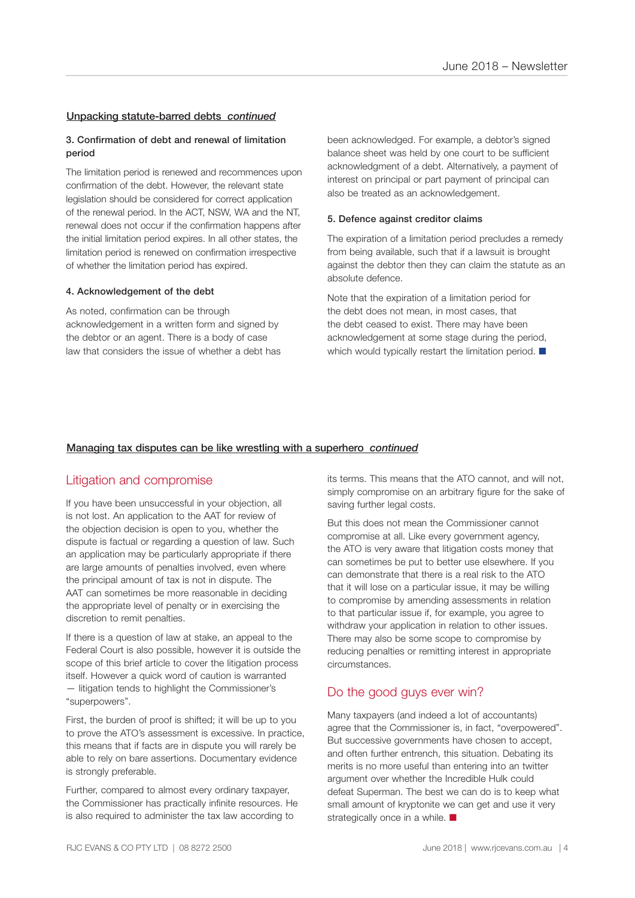## Unpacking statute-barred debts *continued*

### 3. Confirmation of debt and renewal of limitation period

The limitation period is renewed and recommences upon confirmation of the debt. However, the relevant state legislation should be considered for correct application of the renewal period. In the ACT, NSW, WA and the NT, renewal does not occur if the confirmation happens after the initial limitation period expires. In all other states, the limitation period is renewed on confirmation irrespective of whether the limitation period has expired.

### 4. Acknowledgement of the debt

As noted, confirmation can be through acknowledgement in a written form and signed by the debtor or an agent. There is a body of case law that considers the issue of whether a debt has been acknowledged. For example, a debtor's signed balance sheet was held by one court to be sufficient acknowledgment of a debt. Alternatively, a payment of interest on principal or part payment of principal can also be treated as an acknowledgement.

### 5. Defence against creditor claims

The expiration of a limitation period precludes a remedy from being available, such that if a lawsuit is brought against the debtor then they can claim the statute as an absolute defence.

Note that the expiration of a limitation period for the debt does not mean, in most cases, that the debt ceased to exist. There may have been acknowledgement at some stage during the period, which would typically restart the limitation period. ■

## Managing tax disputes can be like wrestling with a superhero *continued*

### Litigation and compromise

If you have been unsuccessful in your objection, all is not lost. An application to the AAT for review of the objection decision is open to you, whether the dispute is factual or regarding a question of law. Such an application may be particularly appropriate if there are large amounts of penalties involved, even where the principal amount of tax is not in dispute. The AAT can sometimes be more reasonable in deciding the appropriate level of penalty or in exercising the discretion to remit penalties.

If there is a question of law at stake, an appeal to the Federal Court is also possible, however it is outside the scope of this brief article to cover the litigation process itself. However a quick word of caution is warranted — litigation tends to highlight the Commissioner's "superpowers".

First, the burden of proof is shifted; it will be up to you to prove the ATO's assessment is excessive. In practice, this means that if facts are in dispute you will rarely be able to rely on bare assertions. Documentary evidence is strongly preferable.

Further, compared to almost every ordinary taxpayer, the Commissioner has practically infinite resources. He is also required to administer the tax law according to its terms. This means that the ATO cannot, and will not, simply compromise on an arbitrary figure for the sake of saving further legal costs.

But this does not mean the Commissioner cannot compromise at all. Like every government agency, the ATO is very aware that litigation costs money that can sometimes be put to better use elsewhere. If you can demonstrate that there is a real risk to the ATO that it will lose on a particular issue, it may be willing to compromise by amending assessments in relation to that particular issue if, for example, you agree to withdraw your application in relation to other issues. There may also be some scope to compromise by reducing penalties or remitting interest in appropriate circumstances.

### Do the good guys ever win?

Many taxpayers (and indeed a lot of accountants) agree that the Commissioner is, in fact, "overpowered". But successive governments have chosen to accept, and often further entrench, this situation. Debating its merits is no more useful than entering into an twitter argument over whether the Incredible Hulk could defeat Superman. The best we can do is to keep what small amount of kryptonite we can get and use it very strategically once in a while. ■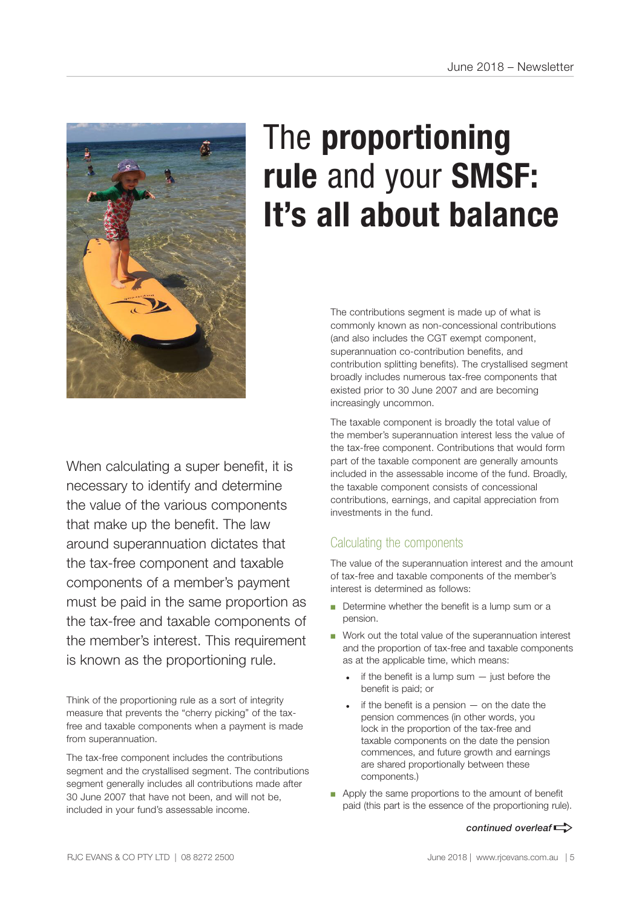# The **proportioning rule** and your **SMSF: It's all about balance**

When calculating a super benefit, it is necessary to identify and determine the value of the various components that make up the benefit. The law around superannuation dictates that the tax-free component and taxable components of a member's payment must be paid in the same proportion as the tax-free and taxable components of the member's interest. This requirement is known as the proportioning rule.

Think of the proportioning rule as a sort of integrity measure that prevents the "cherry picking" of the tax-free and taxable components when a payment is made from superannuation.

The tax-free component includes the contributions segment and the crystallised segment. The contributions segment generally includes all contributions made after 30 June 2007 that have not been, and will not be, included in your fund's assessable income.

The contributions segment is made up of what is commonly known as non-concessional contributions (and also includes the CGT exempt component, superannuation co-contribution benefits, and contribution splitting benefits). The crystallised segment broadly includes numerous tax-free components that existed prior to 30 June 2007 and are becoming increasingly uncommon.

The taxable component is broadly the total value of the member's superannuation interest less the value of the tax-free component. Contributions that would form part of the taxable component are generally amounts included in the assessable income of the fund. Broadly, the taxable component consists of concessional contributions, earnings, and capital appreciation from investments in the fund.

## Calculating the components

The value of the superannuation interest and the amount of tax-free and taxable components of the member's interest is determined as follows:

- Determine whether the benefit is a lump sum or a pension.
- Work out the total value of the superannuation interest and the proportion of tax-free and taxable components as at the applicable time, which means:
  - if the benefit is a lump sum — just before the benefit is paid; or
  - if the benefit is a pension — on the date the pension commences (in other words, you lock in the proportion of the tax-free and taxable components on the date the pension commences, and future growth and earnings are shared proportionally between these components.)
- Apply the same proportions to the amount of benefit paid (this part is the essence of the proportioning rule).

*continued overleaf*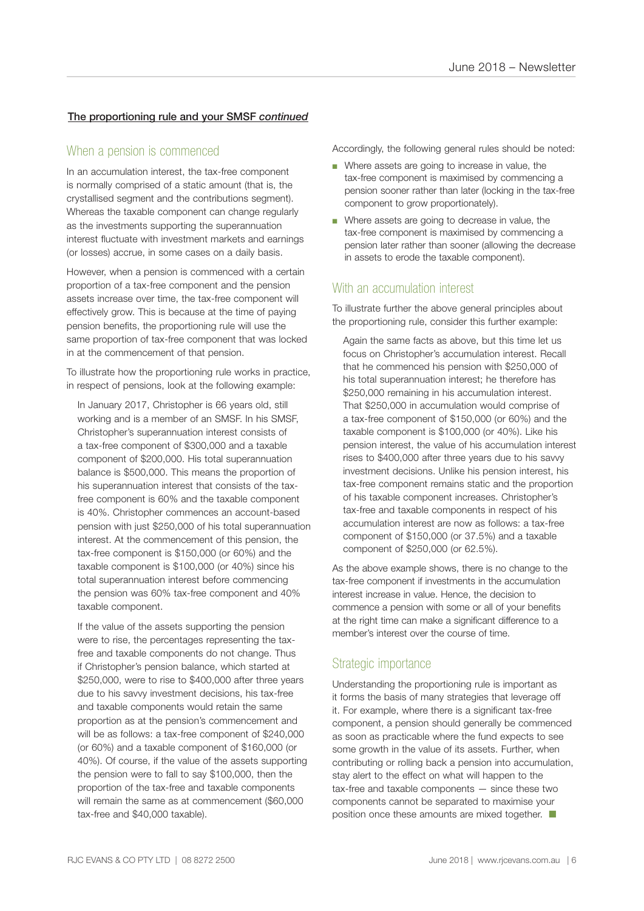**The proportioning rule and your SMSF *continued***

## When a pension is commenced

In an accumulation interest, the tax-free component is normally comprised of a static amount (that is, the crystallised segment and the contributions segment). Whereas the taxable component can change regularly as the investments supporting the superannuation interest fluctuate with investment markets and earnings (or losses) accrue, in some cases on a daily basis.

However, when a pension is commenced with a certain proportion of a tax-free component and the pension assets increase over time, the tax-free component will effectively grow. This is because at the time of paying pension benefits, the proportioning rule will use the same proportion of tax-free component that was locked in at the commencement of that pension.

To illustrate how the proportioning rule works in practice, in respect of pensions, look at the following example:

> In January 2017, Christopher is 66 years old, still working and is a member of an SMSF. In his SMSF, Christopher's superannuation interest consists of a tax-free component of $300,000 and a taxable component of $200,000. His total superannuation balance is $500,000. This means the proportion of his superannuation interest that consists of the tax-free component is 60% and the taxable component is 40%. Christopher commences an account-based pension with just $250,000 of his total superannuation interest. At the commencement of this pension, the tax-free component is $150,000 (or 60%) and the taxable component is $100,000 (or 40%) since his total superannuation interest before commencing the pension was 60% tax-free component and 40% taxable component.
>
> If the value of the assets supporting the pension were to rise, the percentages representing the tax-free and taxable components do not change. Thus if Christopher's pension balance, which started at $250,000, were to rise to $400,000 after three years due to his savvy investment decisions, his tax-free and taxable components would retain the same proportion as at the pension's commencement and will be as follows: a tax-free component of $240,000 (or 60%) and a taxable component of $160,000 (or 40%). Of course, if the value of the assets supporting the pension were to fall to say $100,000, then the proportion of the tax-free and taxable components will remain the same as at commencement ($60,000 tax-free and $40,000 taxable).

Accordingly, the following general rules should be noted:

- Where assets are going to increase in value, the tax-free component is maximised by commencing a pension sooner rather than later (locking in the tax-free component to grow proportionately).
- Where assets are going to decrease in value, the tax-free component is maximised by commencing a pension later rather than sooner (allowing the decrease in assets to erode the taxable component).

## With an accumulation interest

To illustrate further the above general principles about the proportioning rule, consider this further example:

> Again the same facts as above, but this time let us focus on Christopher's accumulation interest. Recall that he commenced his pension with $250,000 of his total superannuation interest; he therefore has $250,000 remaining in his accumulation interest. That $250,000 in accumulation would comprise of a tax-free component of $150,000 (or 60%) and the taxable component is $100,000 (or 40%). Like his pension interest, the value of his accumulation interest rises to $400,000 after three years due to his savvy investment decisions. Unlike his pension interest, his tax-free component remains static and the proportion of his taxable component increases. Christopher's tax-free and taxable components in respect of his accumulation interest are now as follows: a tax-free component of $150,000 (or 37.5%) and a taxable component of $250,000 (or 62.5%).

As the above example shows, there is no change to the tax-free component if investments in the accumulation interest increase in value. Hence, the decision to commence a pension with some or all of your benefits at the right time can make a significant difference to a member's interest over the course of time.

## Strategic importance

Understanding the proportioning rule is important as it forms the basis of many strategies that leverage off it. For example, where there is a significant tax-free component, a pension should generally be commenced as soon as practicable where the fund expects to see some growth in the value of its assets. Further, when contributing or rolling back a pension into accumulation, stay alert to the effect on what will happen to the tax-free and taxable components — since these two components cannot be separated to maximise your position once these amounts are mixed together. ■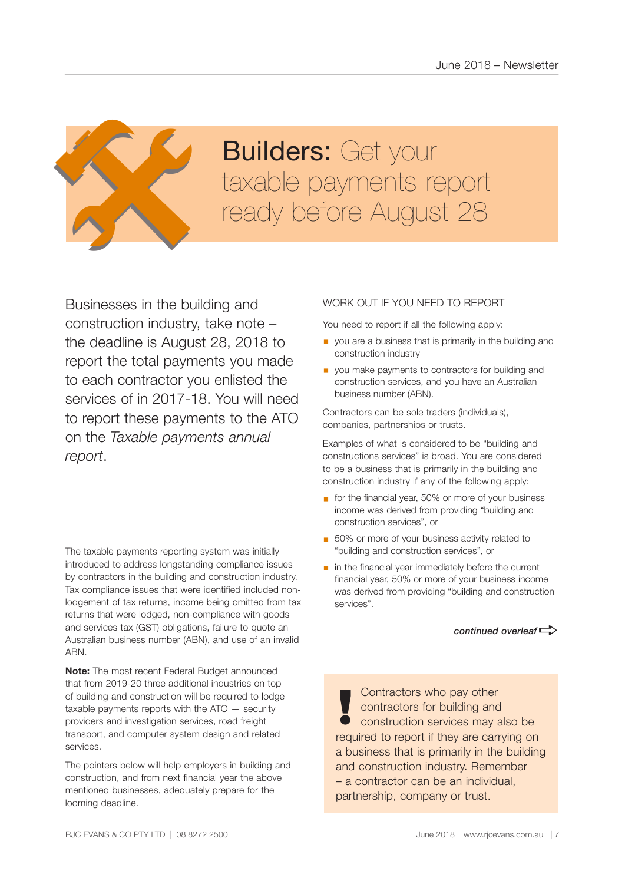# Builders: Get your taxable payments report ready before August 28

Businesses in the building and construction industry, take note – the deadline is August 28, 2018 to report the total payments you made to each contractor you enlisted the services of in 2017-18. You will need to report these payments to the ATO on the *Taxable payments annual report*.

The taxable payments reporting system was initially introduced to address longstanding compliance issues by contractors in the building and construction industry. Tax compliance issues that were identified included non-lodgement of tax returns, income being omitted from tax returns that were lodged, non-compliance with goods and services tax (GST) obligations, failure to quote an Australian business number (ABN), and use of an invalid ABN.

**Note:** The most recent Federal Budget announced that from 2019-20 three additional industries on top of building and construction will be required to lodge taxable payments reports with the ATO — security providers and investigation services, road freight transport, and computer system design and related services.

The pointers below will help employers in building and construction, and from next financial year the above mentioned businesses, adequately prepare for the looming deadline.

## WORK OUT IF YOU NEED TO REPORT

You need to report if all the following apply:

- you are a business that is primarily in the building and construction industry
- you make payments to contractors for building and construction services, and you have an Australian business number (ABN).

Contractors can be sole traders (individuals), companies, partnerships or trusts.

Examples of what is considered to be "building and constructions services" is broad. You are considered to be a business that is primarily in the building and construction industry if any of the following apply:

- for the financial year, 50% or more of your business income was derived from providing "building and construction services", or
- 50% or more of your business activity related to "building and construction services", or
- in the financial year immediately before the current financial year, 50% or more of your business income was derived from providing "building and construction services".

***continued overleaf***

> **!** Contractors who pay other contractors for building and construction services may also be required to report if they are carrying on a business that is primarily in the building and construction industry. Remember – a contractor can be an individual, partnership, company or trust.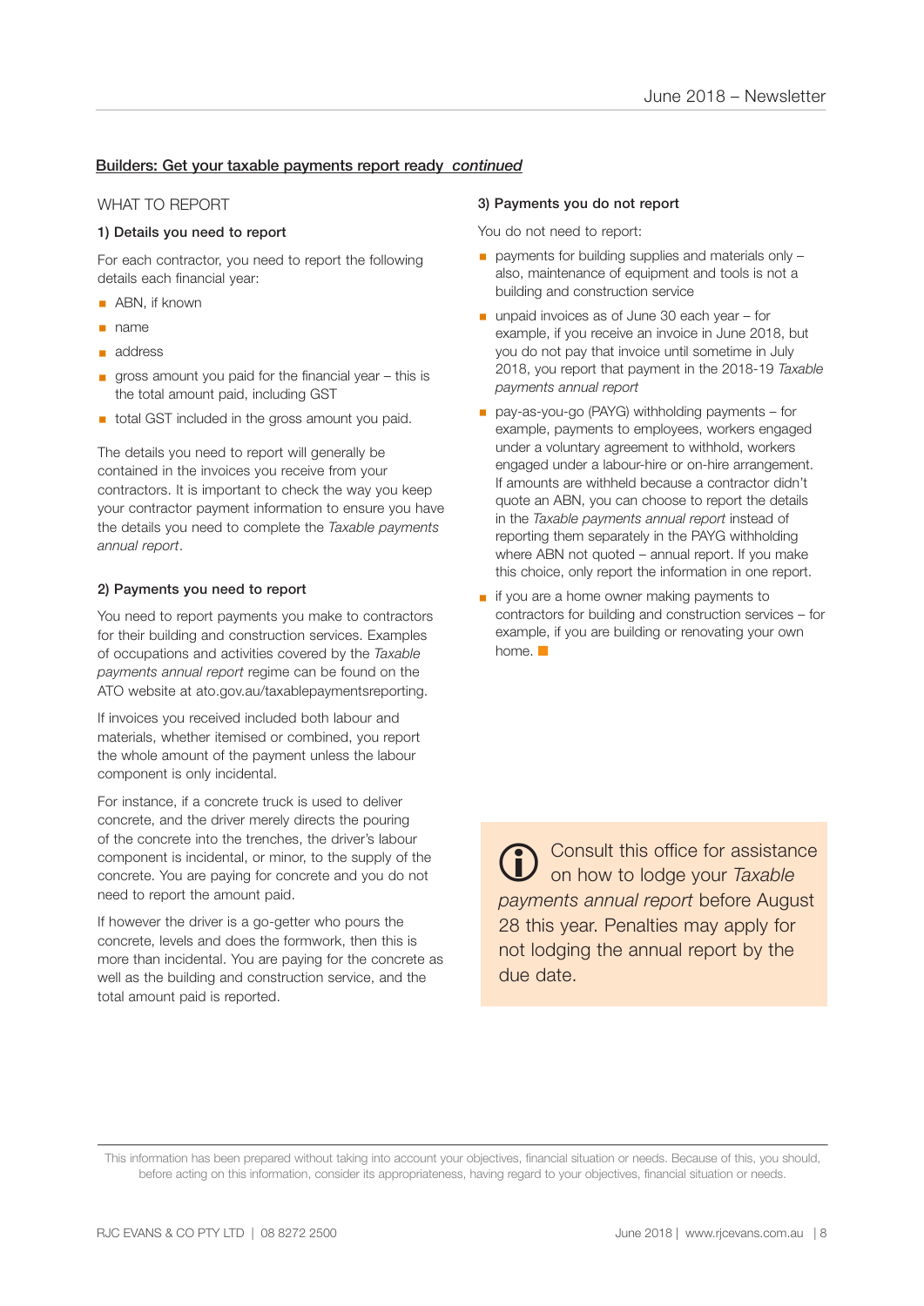## Builders: Get your taxable payments report ready *continued*

### WHAT TO REPORT

#### 1) Details you need to report

For each contractor, you need to report the following details each financial year:

- ABN, if known
- name
- address
- gross amount you paid for the financial year – this is the total amount paid, including GST
- total GST included in the gross amount you paid.

The details you need to report will generally be contained in the invoices you receive from your contractors. It is important to check the way you keep your contractor payment information to ensure you have the details you need to complete the *Taxable payments annual report*.

#### 2) Payments you need to report

You need to report payments you make to contractors for their building and construction services. Examples of occupations and activities covered by the *Taxable payments annual report* regime can be found on the ATO website at ato.gov.au/taxablepaymentsreporting.

If invoices you received included both labour and materials, whether itemised or combined, you report the whole amount of the payment unless the labour component is only incidental.

For instance, if a concrete truck is used to deliver concrete, and the driver merely directs the pouring of the concrete into the trenches, the driver's labour component is incidental, or minor, to the supply of the concrete. You are paying for concrete and you do not need to report the amount paid.

If however the driver is a go-getter who pours the concrete, levels and does the formwork, then this is more than incidental. You are paying for the concrete as well as the building and construction service, and the total amount paid is reported.

#### 3) Payments you do not report

You do not need to report:

- payments for building supplies and materials only – also, maintenance of equipment and tools is not a building and construction service
- unpaid invoices as of June 30 each year – for example, if you receive an invoice in June 2018, but you do not pay that invoice until sometime in July 2018, you report that payment in the 2018-19 *Taxable payments annual report*
- pay-as-you-go (PAYG) withholding payments – for example, payments to employees, workers engaged under a voluntary agreement to withhold, workers engaged under a labour-hire or on-hire arrangement. If amounts are withheld because a contractor didn't quote an ABN, you can choose to report the details in the *Taxable payments annual report* instead of reporting them separately in the PAYG withholding where ABN not quoted – annual report. If you make this choice, only report the information in one report.
- if you are a home owner making payments to contractors for building and construction services – for example, if you are building or renovating your own home.

Consult this office for assistance on how to lodge your *Taxable payments annual report* before August 28 this year. Penalties may apply for not lodging the annual report by the due date.

This information has been prepared without taking into account your objectives, financial situation or needs. Because of this, you should, before acting on this information, consider its appropriateness, having regard to your objectives, financial situation or needs.